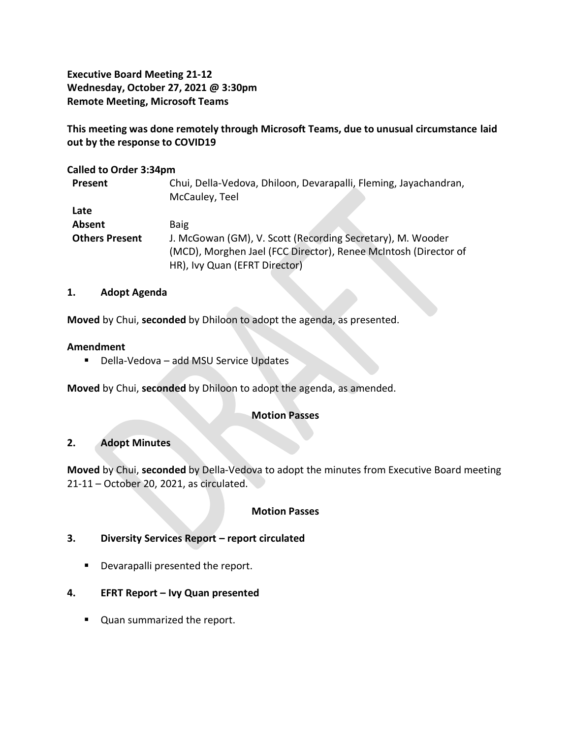**Executive Board Meeting 21-12**
**Wednesday, October 27, 2021 @ 3:30pm**
**Remote Meeting, Microsoft Teams**

**This meeting was done remotely through Microsoft Teams, due to unusual circumstance laid out by the response to COVID19**

**Called to Order 3:34pm**

| | |
|---|---|
| **Present** | Chui, Della-Vedova, Dhiloon, Devarapalli, Fleming, Jayachandran, McCauley, Teel |
| **Late** | |
| **Absent** | Baig |
| **Others Present** | J. McGowan (GM), V. Scott (Recording Secretary), M. Wooder (MCD), Morghen Jael (FCC Director), Renee McIntosh (Director of HR), Ivy Quan (EFRT Director) |

## 1. Adopt Agenda

**Moved** by Chui, **seconded** by Dhiloon to adopt the agenda, as presented.

**Amendment**

- Della-Vedova – add MSU Service Updates

**Moved** by Chui, **seconded** by Dhiloon to adopt the agenda, as amended.

**Motion Passes**

## 2. Adopt Minutes

**Moved** by Chui, **seconded** by Della-Vedova to adopt the minutes from Executive Board meeting 21-11 – October 20, 2021, as circulated.

**Motion Passes**

## 3. Diversity Services Report – report circulated

- Devarapalli presented the report.

## 4. EFRT Report – Ivy Quan presented

- Quan summarized the report.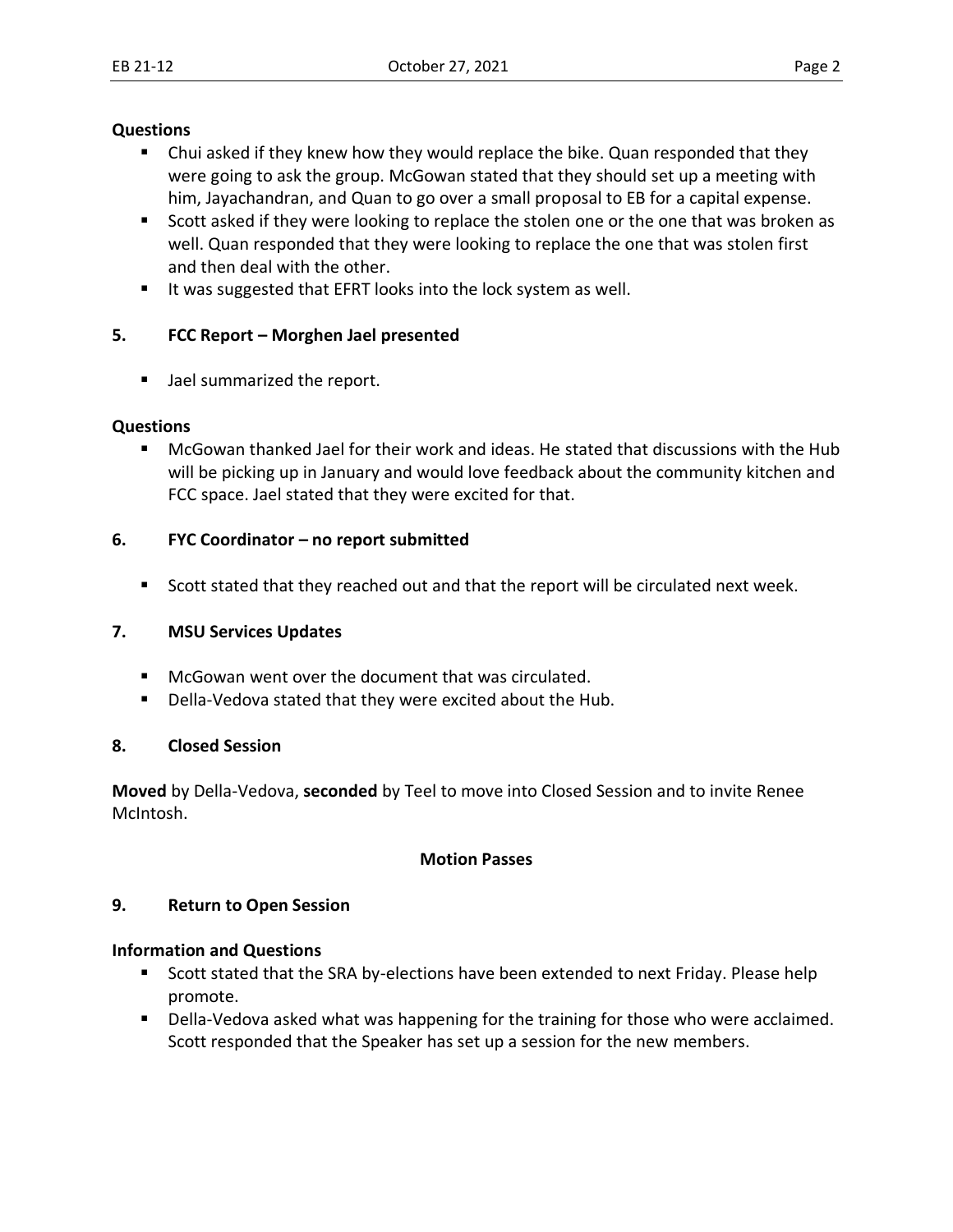**Questions**

- Chui asked if they knew how they would replace the bike. Quan responded that they were going to ask the group. McGowan stated that they should set up a meeting with him, Jayachandran, and Quan to go over a small proposal to EB for a capital expense.
- Scott asked if they were looking to replace the stolen one or the one that was broken as well. Quan responded that they were looking to replace the one that was stolen first and then deal with the other.
- It was suggested that EFRT looks into the lock system as well.

## 5. FCC Report – Morghen Jael presented

- Jael summarized the report.

**Questions**

- McGowan thanked Jael for their work and ideas. He stated that discussions with the Hub will be picking up in January and would love feedback about the community kitchen and FCC space. Jael stated that they were excited for that.

## 6. FYC Coordinator – no report submitted

- Scott stated that they reached out and that the report will be circulated next week.

## 7. MSU Services Updates

- McGowan went over the document that was circulated.
- Della-Vedova stated that they were excited about the Hub.

## 8. Closed Session

**Moved** by Della-Vedova, **seconded** by Teel to move into Closed Session and to invite Renee McIntosh.

**Motion Passes**

## 9. Return to Open Session

**Information and Questions**

- Scott stated that the SRA by-elections have been extended to next Friday. Please help promote.
- Della-Vedova asked what was happening for the training for those who were acclaimed. Scott responded that the Speaker has set up a session for the new members.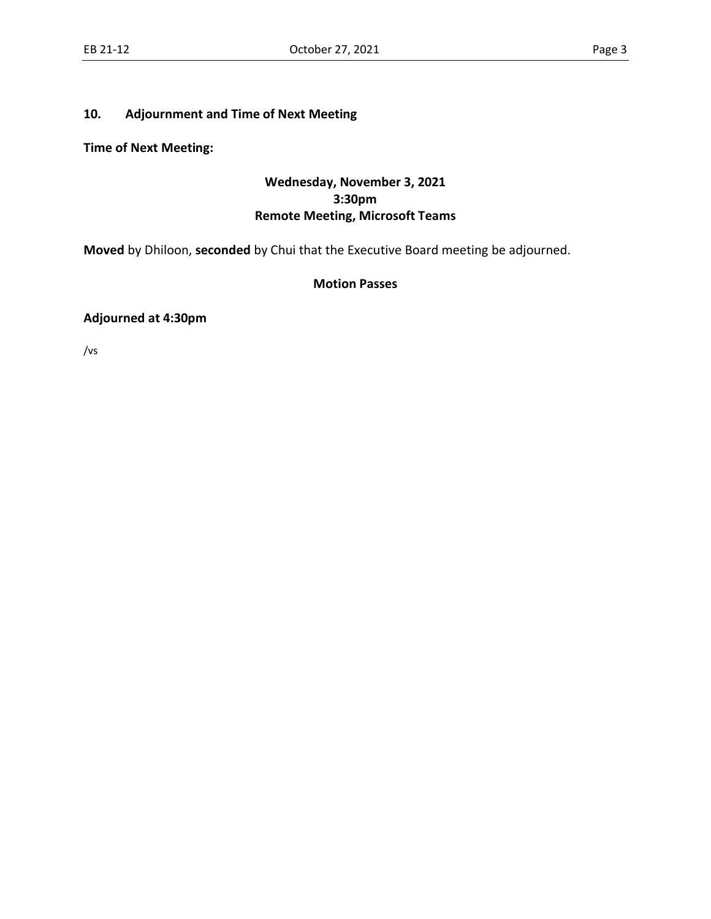## 10. Adjournment and Time of Next Meeting

**Time of Next Meeting:**

**Wednesday, November 3, 2021**
**3:30pm**
**Remote Meeting, Microsoft Teams**

**Moved** by Dhiloon, **seconded** by Chui that the Executive Board meeting be adjourned.

**Motion Passes**

**Adjourned at 4:30pm**

/vs